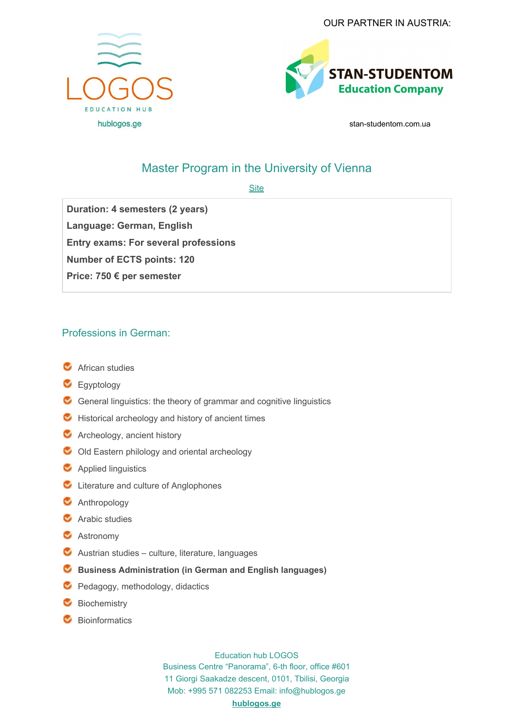LOGOS

EDUCATION HUB

hublogos.ge

OUR PARTNER IN AUSTRIA:

STAN-STUDENTOM

Education Company

stan-studentom.com.ua

## Master Program in the University of Vienna

Site

**Duration: 4 semesters (2 years)**

**Language: German, English**

**Entry exams: For several professions**

**Number of ECTS points: 120**

**Price: 750 € per semester**

### Professions in German:

- African studies
- Egyptology
- General linguistics: the theory of grammar and cognitive linguistics
- Historical archeology and history of ancient times
- Archeology, ancient history
- Old Eastern philology and oriental archeology
- Applied linguistics
- Literature and culture of Anglophones
- Anthropology
- Arabic studies
- Astronomy
- Austrian studies – culture, literature, languages
- **Business Administration (in German and English languages)**
- Pedagogy, methodology, didactics
- Biochemistry
- Bioinformatics

Education hub LOGOS
Business Centre "Panorama", 6-th floor, office #601
11 Giorgi Saakadze descent, 0101, Tbilisi, Georgia
Mob: +995 571 082253 Email: info@hublogos.ge
**hublogos.ge**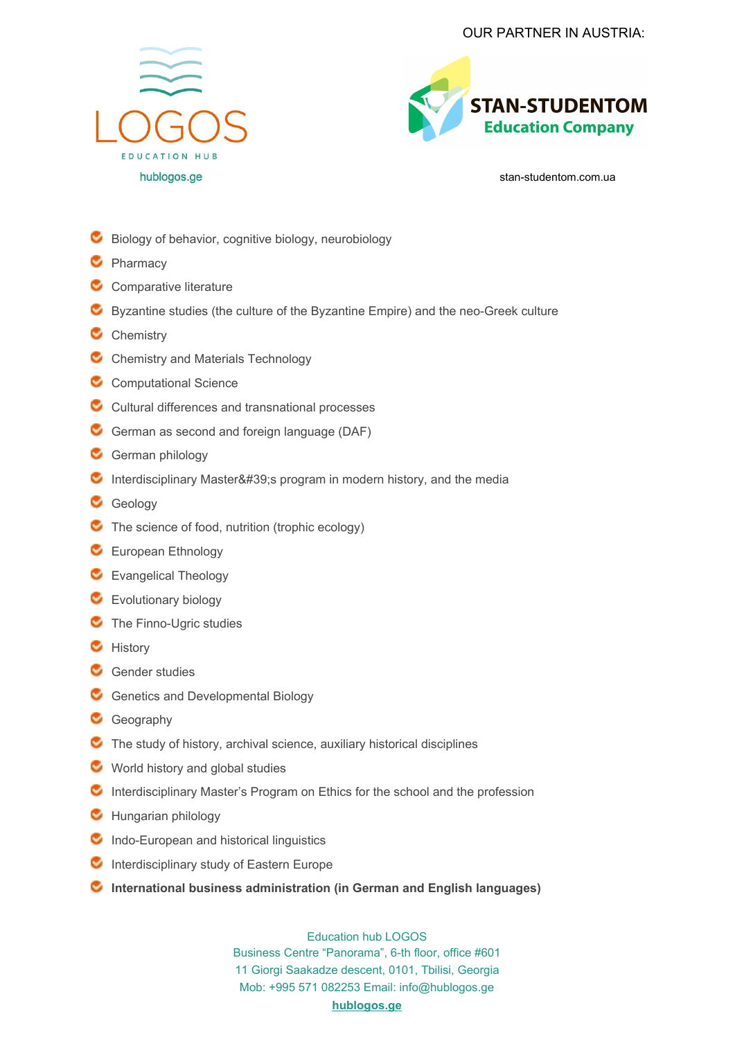- Biology of behavior, cognitive biology, neurobiology
- Pharmacy
- Comparative literature
- Byzantine studies (the culture of the Byzantine Empire) and the neo-Greek culture
- Chemistry
- Chemistry and Materials Technology
- Computational Science
- Cultural differences and transnational processes
- German as second and foreign language (DAF)
- German philology
- Interdisciplinary Master&#39;s program in modern history, and the media
- Geology
- The science of food, nutrition (trophic ecology)
- European Ethnology
- Evangelical Theology
- Evolutionary biology
- The Finno-Ugric studies
- History
- Gender studies
- Genetics and Developmental Biology
- Geography
- The study of history, archival science, auxiliary historical disciplines
- World history and global studies
- Interdisciplinary Master's Program on Ethics for the school and the profession
- Hungarian philology
- Indo-European and historical linguistics
- Interdisciplinary study of Eastern Europe
- **International business administration (in German and English languages)**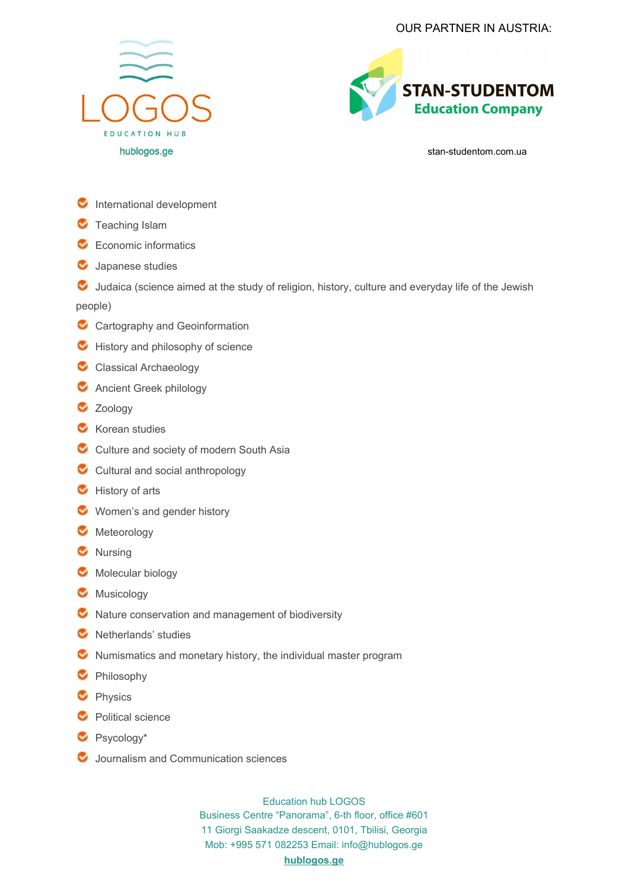OUR PARTNER IN AUSTRIA:

LOGOS

EDUCATION HUB

hublogos.ge

STAN-STUDENTOM
Education Company

stan-studentom.com.ua

- International development
- Teaching Islam
- Economic informatics
- Japanese studies
- Judaica (science aimed at the study of religion, history, culture and everyday life of the Jewish people)
- Cartography and Geoinformation
- History and philosophy of science
- Classical Archaeology
- Ancient Greek philology
- Zoology
- Korean studies
- Culture and society of modern South Asia
- Cultural and social anthropology
- History of arts
- Women's and gender history
- Meteorology
- Nursing
- Molecular biology
- Musicology
- Nature conservation and management of biodiversity
- Netherlands' studies
- Numismatics and monetary history, the individual master program
- Philosophy
- Physics
- Political science
- Psycology*
- Journalism and Communication sciences

Education hub LOGOS
Business Centre "Panorama", 6-th floor, office #601
11 Giorgi Saakadze descent, 0101, Tbilisi, Georgia
Mob: +995 571 082253 Email: info@hublogos.ge
**hublogos.ge**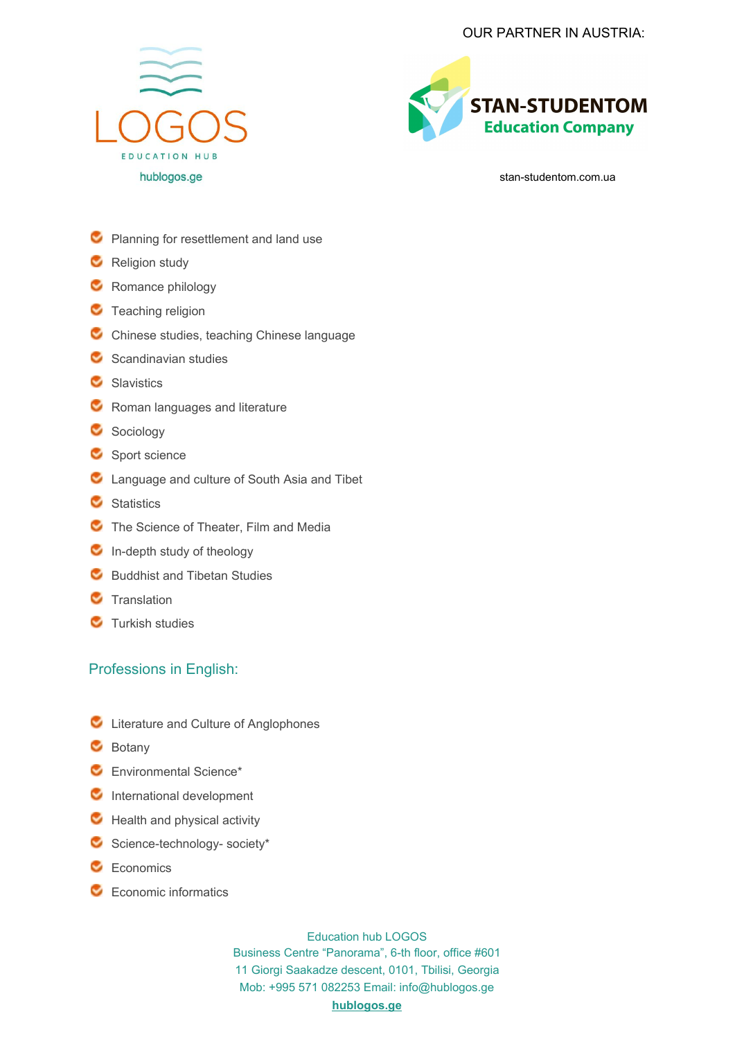- Planning for resettlement and land use
- Religion study
- Romance philology
- Teaching religion
- Chinese studies, teaching Chinese language
- Scandinavian studies
- Slavistics
- Roman languages and literature
- Sociology
- Sport science
- Language and culture of South Asia and Tibet
- Statistics
- The Science of Theater, Film and Media
- In-depth study of theology
- Buddhist and Tibetan Studies
- Translation
- Turkish studies

## Professions in English:

- Literature and Culture of Anglophones
- Botany
- Environmental Science*
- International development
- Health and physical activity
- Science-technology- society*
- Economics
- Economic informatics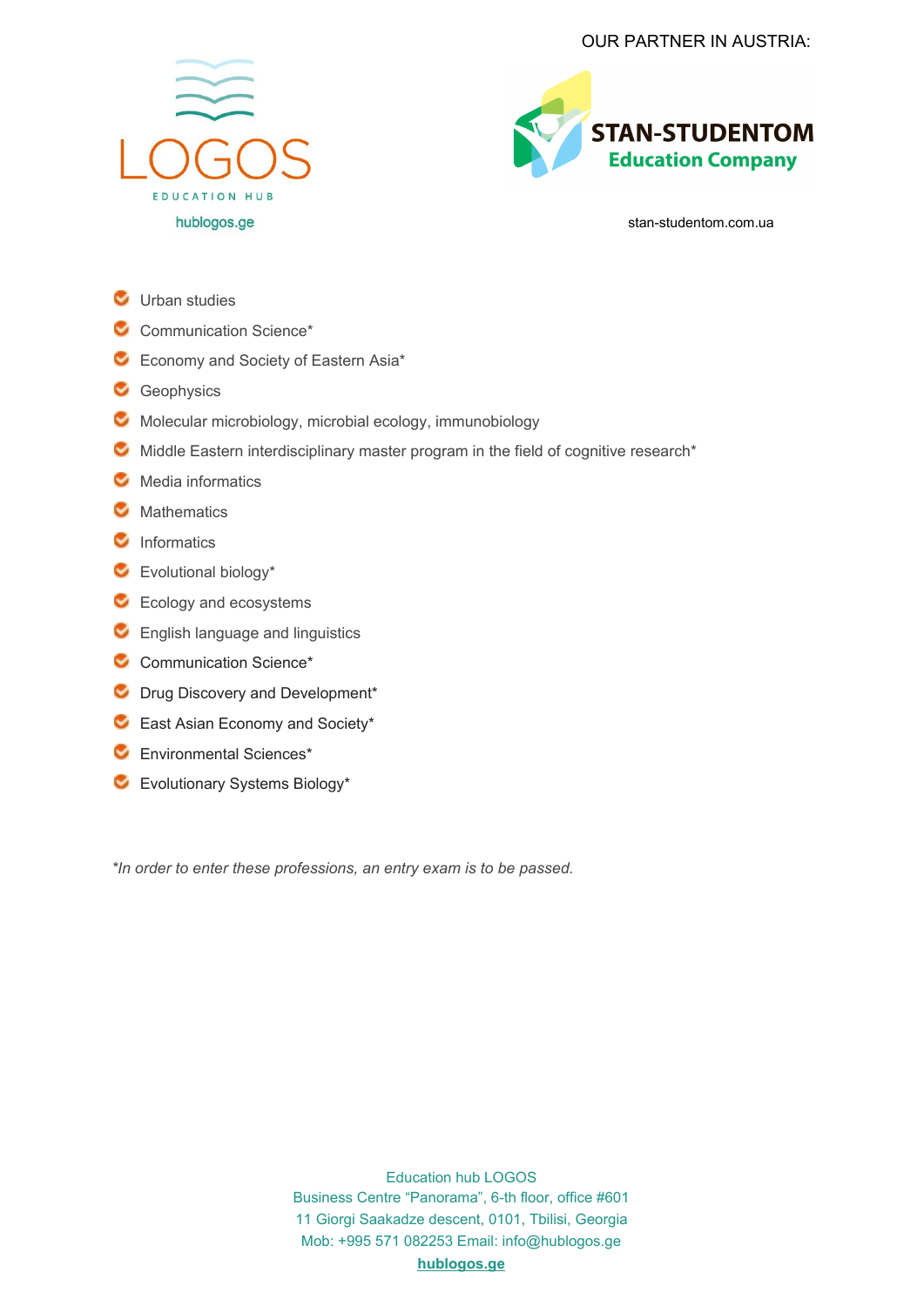LOGOS

EDUCATION HUB

hublogos.ge

OUR PARTNER IN AUSTRIA:

STAN-STUDENTOM Education Company

stan-studentom.com.ua

- Urban studies
- Communication Science*
- Economy and Society of Eastern Asia*
- Geophysics
- Molecular microbiology, microbial ecology, immunobiology
- Middle Eastern interdisciplinary master program in the field of cognitive research*
- Media informatics
- Mathematics
- Informatics
- Evolutional biology*
- Ecology and ecosystems
- English language and linguistics
- Communication Science*
- Drug Discovery and Development*
- East Asian Economy and Society*
- Environmental Sciences*
- Evolutionary Systems Biology*

*\*In order to enter these professions, an entry exam is to be passed.*

Education hub LOGOS
Business Centre "Panorama", 6-th floor, office #601
11 Giorgi Saakadze descent, 0101, Tbilisi, Georgia
Mob: +995 571 082253 Email: info@hublogos.ge
**hublogos.ge**